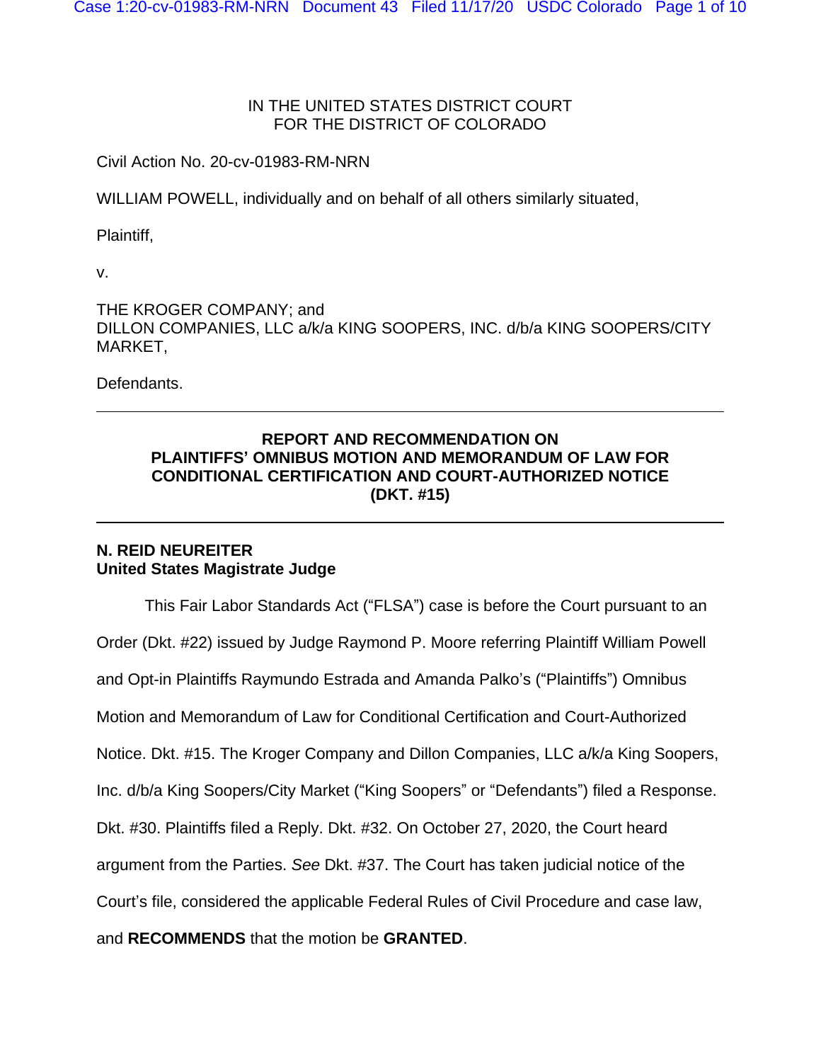IN THE UNITED STATES DISTRICT COURT
FOR THE DISTRICT OF COLORADO

Civil Action No. 20-cv-01983-RM-NRN

WILLIAM POWELL, individually and on behalf of all others similarly situated,

Plaintiff,

v.

THE KROGER COMPANY; and
DILLON COMPANIES, LLC a/k/a KING SOOPERS, INC. d/b/a KING SOOPERS/CITY MARKET,

Defendants.

---

**REPORT AND RECOMMENDATION ON PLAINTIFFS' OMNIBUS MOTION AND MEMORANDUM OF LAW FOR CONDITIONAL CERTIFICATION AND COURT-AUTHORIZED NOTICE (DKT. #15)**

---

**N. REID NEUREITER**
**United States Magistrate Judge**

This Fair Labor Standards Act ("FLSA") case is before the Court pursuant to an Order (Dkt. #22) issued by Judge Raymond P. Moore referring Plaintiff William Powell and Opt-in Plaintiffs Raymundo Estrada and Amanda Palko's ("Plaintiffs") Omnibus Motion and Memorandum of Law for Conditional Certification and Court-Authorized Notice. Dkt. #15. The Kroger Company and Dillon Companies, LLC a/k/a King Soopers, Inc. d/b/a King Soopers/City Market ("King Soopers" or "Defendants") filed a Response. Dkt. #30. Plaintiffs filed a Reply. Dkt. #32. On October 27, 2020, the Court heard argument from the Parties. *See* Dkt. #37. The Court has taken judicial notice of the Court's file, considered the applicable Federal Rules of Civil Procedure and case law, and **RECOMMENDS** that the motion be **GRANTED**.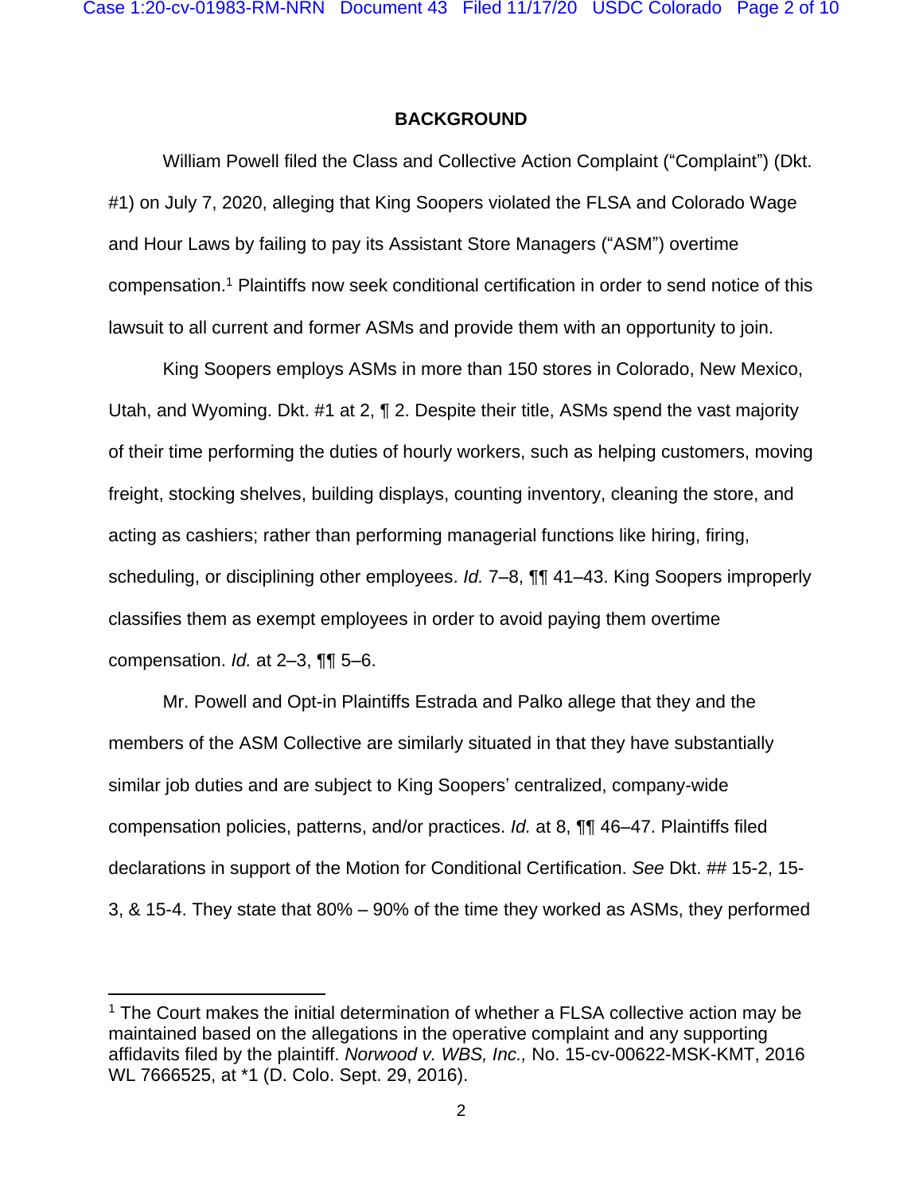## BACKGROUND

William Powell filed the Class and Collective Action Complaint ("Complaint") (Dkt. #1) on July 7, 2020, alleging that King Soopers violated the FLSA and Colorado Wage and Hour Laws by failing to pay its Assistant Store Managers ("ASM") overtime compensation.[1] Plaintiffs now seek conditional certification in order to send notice of this lawsuit to all current and former ASMs and provide them with an opportunity to join.

King Soopers employs ASMs in more than 150 stores in Colorado, New Mexico, Utah, and Wyoming. Dkt. #1 at 2, ¶ 2. Despite their title, ASMs spend the vast majority of their time performing the duties of hourly workers, such as helping customers, moving freight, stocking shelves, building displays, counting inventory, cleaning the store, and acting as cashiers; rather than performing managerial functions like hiring, firing, scheduling, or disciplining other employees. *Id.* 7–8, ¶¶ 41–43. King Soopers improperly classifies them as exempt employees in order to avoid paying them overtime compensation. *Id.* at 2–3, ¶¶ 5–6.

Mr. Powell and Opt-in Plaintiffs Estrada and Palko allege that they and the members of the ASM Collective are similarly situated in that they have substantially similar job duties and are subject to King Soopers' centralized, company-wide compensation policies, patterns, and/or practices. *Id.* at 8, ¶¶ 46–47. Plaintiffs filed declarations in support of the Motion for Conditional Certification. *See* Dkt. ## 15-2, 15-3, & 15-4. They state that 80% – 90% of the time they worked as ASMs, they performed

---

[1] The Court makes the initial determination of whether a FLSA collective action may be maintained based on the allegations in the operative complaint and any supporting affidavits filed by the plaintiff. *Norwood v. WBS, Inc.,* No. 15-cv-00622-MSK-KMT, 2016 WL 7666525, at *1 (D. Colo. Sept. 29, 2016).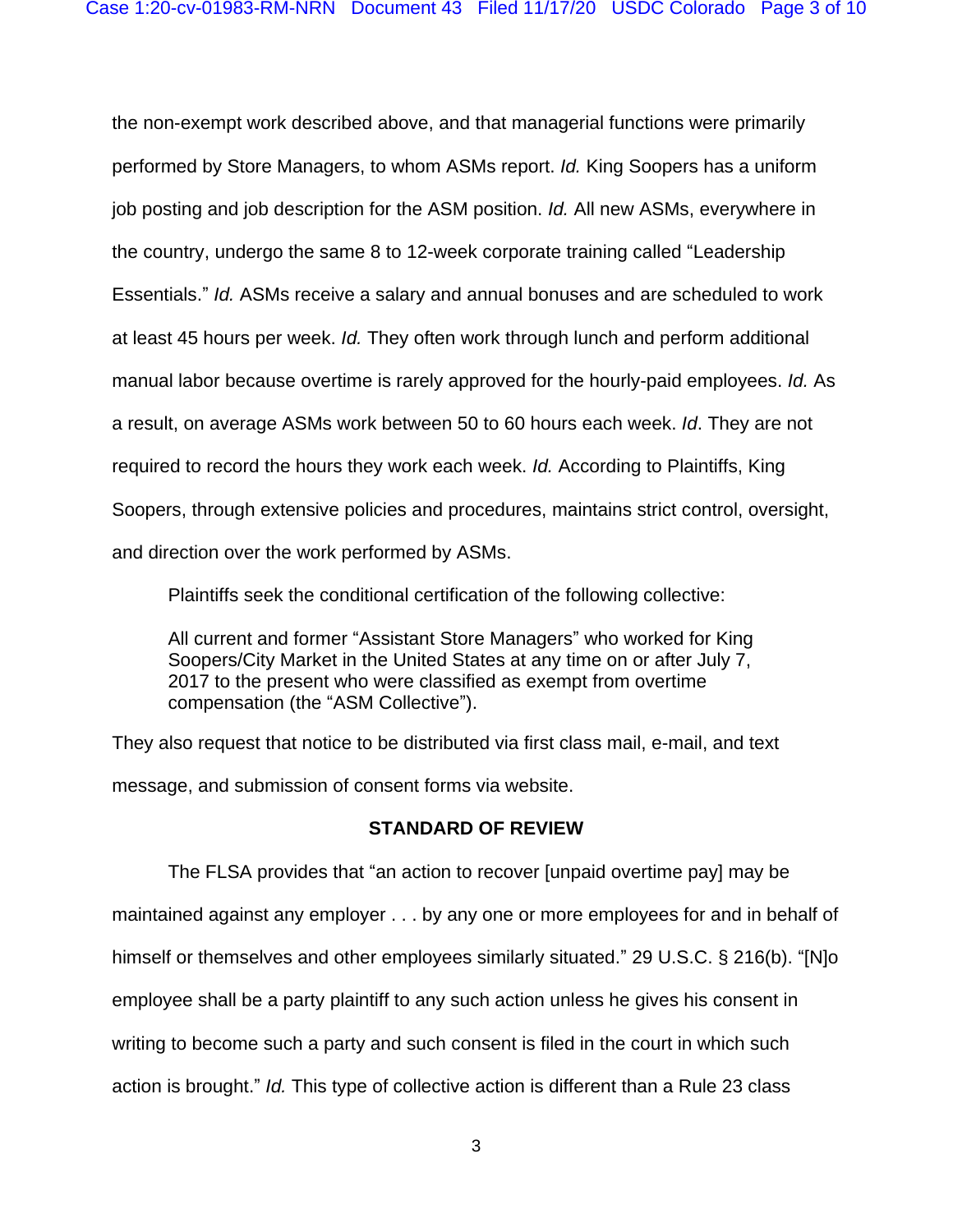the non-exempt work described above, and that managerial functions were primarily performed by Store Managers, to whom ASMs report. *Id.* King Soopers has a uniform job posting and job description for the ASM position. *Id.* All new ASMs, everywhere in the country, undergo the same 8 to 12-week corporate training called "Leadership Essentials." *Id.* ASMs receive a salary and annual bonuses and are scheduled to work at least 45 hours per week. *Id.* They often work through lunch and perform additional manual labor because overtime is rarely approved for the hourly-paid employees. *Id.* As a result, on average ASMs work between 50 to 60 hours each week. *Id*. They are not required to record the hours they work each week. *Id.* According to Plaintiffs, King Soopers, through extensive policies and procedures, maintains strict control, oversight, and direction over the work performed by ASMs.

Plaintiffs seek the conditional certification of the following collective:

> All current and former "Assistant Store Managers" who worked for King Soopers/City Market in the United States at any time on or after July 7, 2017 to the present who were classified as exempt from overtime compensation (the "ASM Collective").

They also request that notice to be distributed via first class mail, e-mail, and text message, and submission of consent forms via website.

## STANDARD OF REVIEW

The FLSA provides that "an action to recover [unpaid overtime pay] may be maintained against any employer . . . by any one or more employees for and in behalf of himself or themselves and other employees similarly situated." 29 U.S.C. § 216(b). "[N]o employee shall be a party plaintiff to any such action unless he gives his consent in writing to become such a party and such consent is filed in the court in which such action is brought." *Id.* This type of collective action is different than a Rule 23 class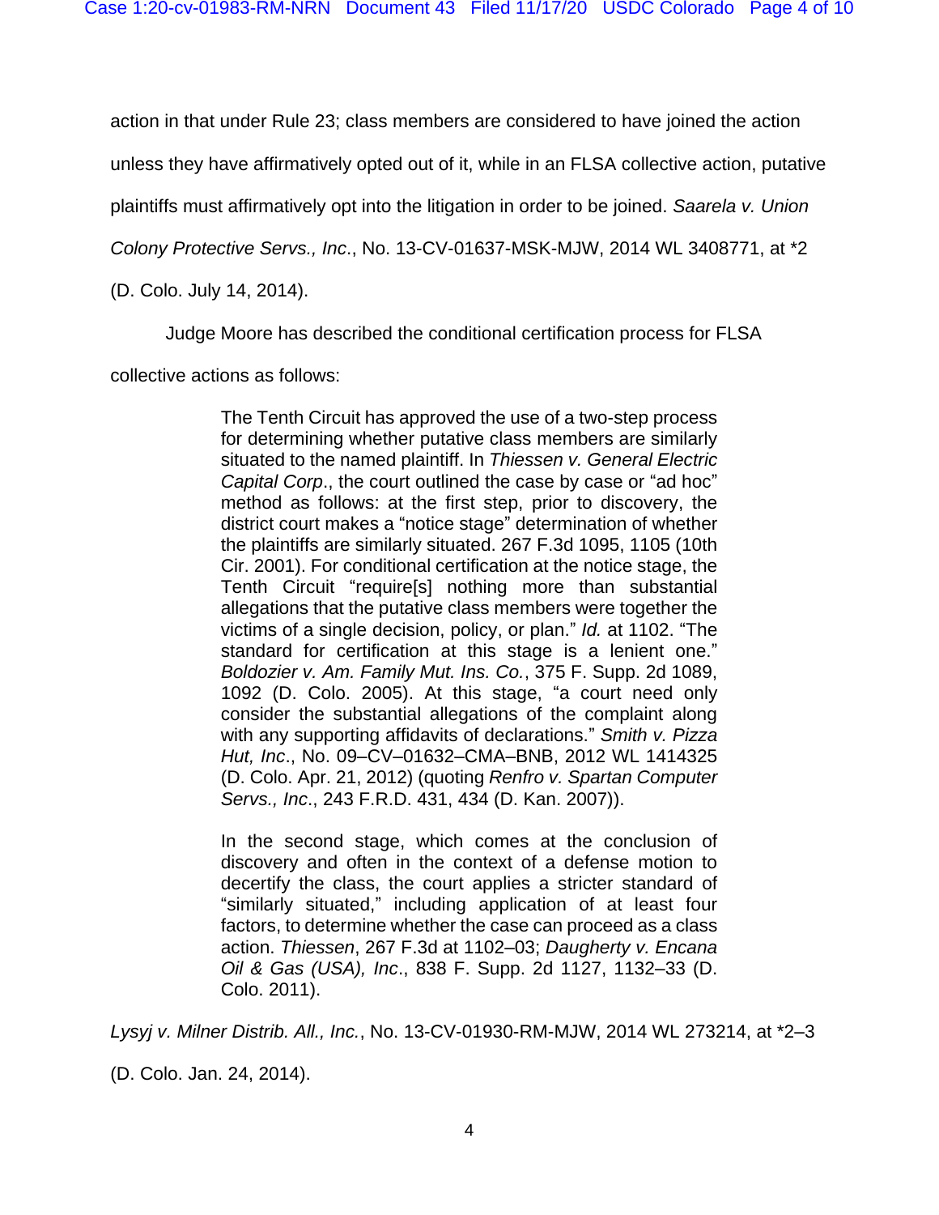action in that under Rule 23; class members are considered to have joined the action unless they have affirmatively opted out of it, while in an FLSA collective action, putative plaintiffs must affirmatively opt into the litigation in order to be joined. *Saarela v. Union Colony Protective Servs., Inc*., No. 13-CV-01637-MSK-MJW, 2014 WL 3408771, at *2 (D. Colo. July 14, 2014).

Judge Moore has described the conditional certification process for FLSA collective actions as follows:

> The Tenth Circuit has approved the use of a two-step process for determining whether putative class members are similarly situated to the named plaintiff. In *Thiessen v. General Electric Capital Corp*., the court outlined the case by case or "ad hoc" method as follows: at the first step, prior to discovery, the district court makes a "notice stage" determination of whether the plaintiffs are similarly situated. 267 F.3d 1095, 1105 (10th Cir. 2001). For conditional certification at the notice stage, the Tenth Circuit "require[s] nothing more than substantial allegations that the putative class members were together the victims of a single decision, policy, or plan." *Id.* at 1102. "The standard for certification at this stage is a lenient one." *Boldozier v. Am. Family Mut. Ins. Co.*, 375 F. Supp. 2d 1089, 1092 (D. Colo. 2005). At this stage, "a court need only consider the substantial allegations of the complaint along with any supporting affidavits of declarations." *Smith v. Pizza Hut, Inc*., No. 09–CV–01632–CMA–BNB, 2012 WL 1414325 (D. Colo. Apr. 21, 2012) (quoting *Renfro v. Spartan Computer Servs., Inc*., 243 F.R.D. 431, 434 (D. Kan. 2007)).
>
> In the second stage, which comes at the conclusion of discovery and often in the context of a defense motion to decertify the class, the court applies a stricter standard of "similarly situated," including application of at least four factors, to determine whether the case can proceed as a class action. *Thiessen*, 267 F.3d at 1102–03; *Daugherty v. Encana Oil & Gas (USA), Inc*., 838 F. Supp. 2d 1127, 1132–33 (D. Colo. 2011).

*Lysyj v. Milner Distrib. All., Inc.*, No. 13-CV-01930-RM-MJW, 2014 WL 273214, at *2–3 (D. Colo. Jan. 24, 2014).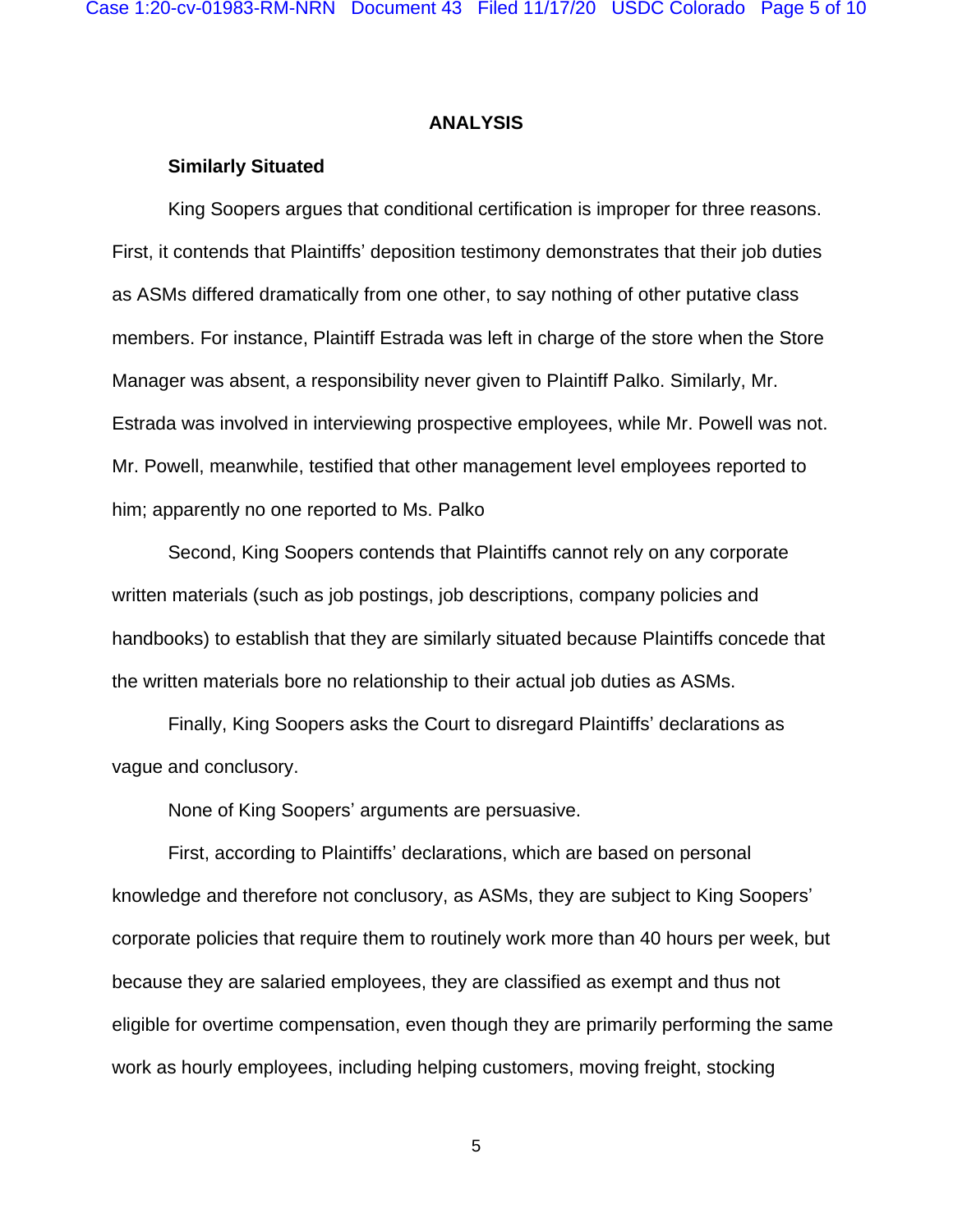## ANALYSIS

### Similarly Situated

King Soopers argues that conditional certification is improper for three reasons. First, it contends that Plaintiffs' deposition testimony demonstrates that their job duties as ASMs differed dramatically from one other, to say nothing of other putative class members. For instance, Plaintiff Estrada was left in charge of the store when the Store Manager was absent, a responsibility never given to Plaintiff Palko. Similarly, Mr. Estrada was involved in interviewing prospective employees, while Mr. Powell was not. Mr. Powell, meanwhile, testified that other management level employees reported to him; apparently no one reported to Ms. Palko

Second, King Soopers contends that Plaintiffs cannot rely on any corporate written materials (such as job postings, job descriptions, company policies and handbooks) to establish that they are similarly situated because Plaintiffs concede that the written materials bore no relationship to their actual job duties as ASMs.

Finally, King Soopers asks the Court to disregard Plaintiffs' declarations as vague and conclusory.

None of King Soopers' arguments are persuasive.

First, according to Plaintiffs' declarations, which are based on personal knowledge and therefore not conclusory, as ASMs, they are subject to King Soopers' corporate policies that require them to routinely work more than 40 hours per week, but because they are salaried employees, they are classified as exempt and thus not eligible for overtime compensation, even though they are primarily performing the same work as hourly employees, including helping customers, moving freight, stocking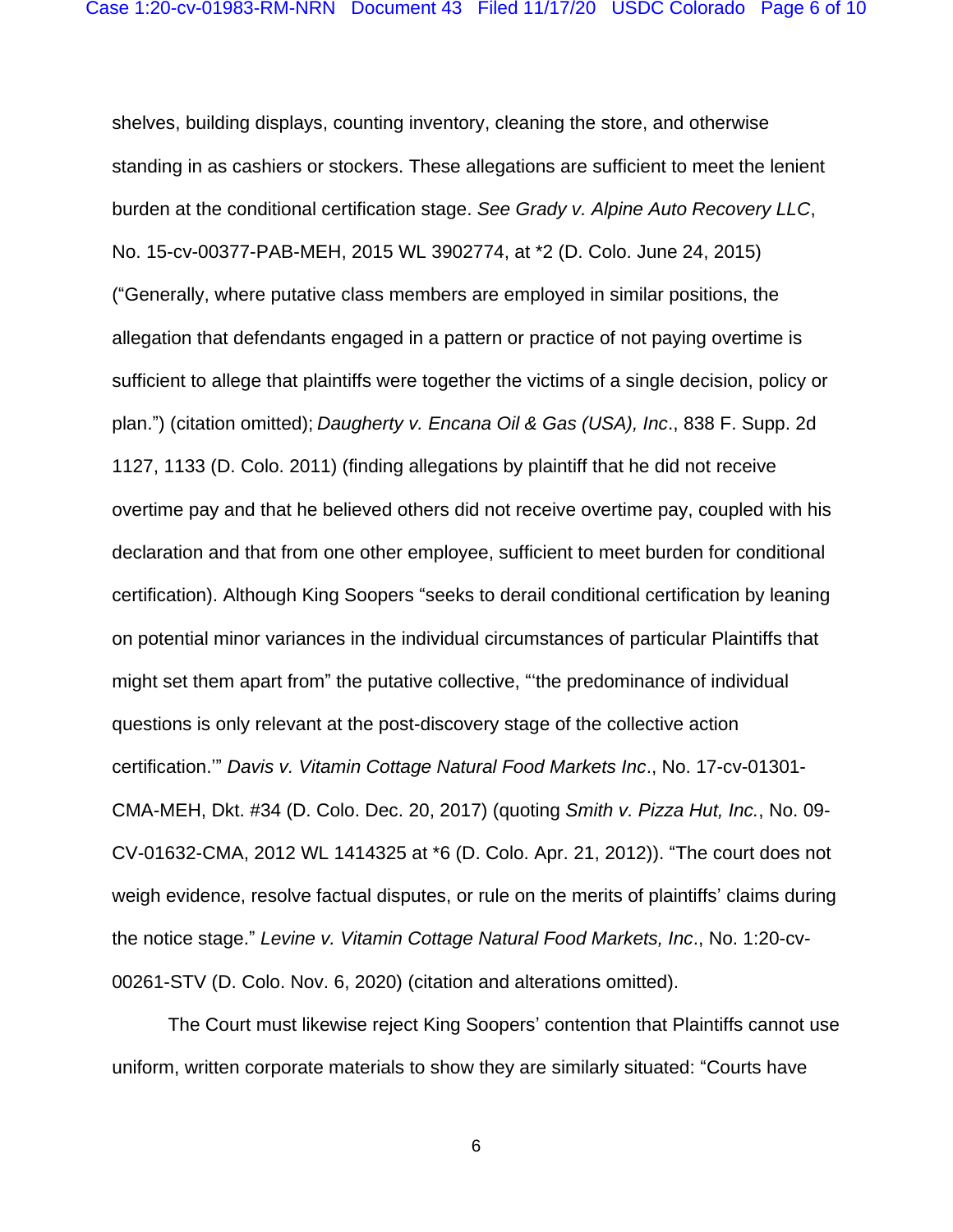shelves, building displays, counting inventory, cleaning the store, and otherwise standing in as cashiers or stockers. These allegations are sufficient to meet the lenient burden at the conditional certification stage. *See Grady v. Alpine Auto Recovery LLC*, No. 15-cv-00377-PAB-MEH, 2015 WL 3902774, at *2 (D. Colo. June 24, 2015) ("Generally, where putative class members are employed in similar positions, the allegation that defendants engaged in a pattern or practice of not paying overtime is sufficient to allege that plaintiffs were together the victims of a single decision, policy or plan.") (citation omitted); *Daugherty v. Encana Oil & Gas (USA), Inc*., 838 F. Supp. 2d 1127, 1133 (D. Colo. 2011) (finding allegations by plaintiff that he did not receive overtime pay and that he believed others did not receive overtime pay, coupled with his declaration and that from one other employee, sufficient to meet burden for conditional certification). Although King Soopers "seeks to derail conditional certification by leaning on potential minor variances in the individual circumstances of particular Plaintiffs that might set them apart from" the putative collective, "'the predominance of individual questions is only relevant at the post-discovery stage of the collective action certification.'" *Davis v. Vitamin Cottage Natural Food Markets Inc*., No. 17-cv-01301-CMA-MEH, Dkt. #34 (D. Colo. Dec. 20, 2017) (quoting *Smith v. Pizza Hut, Inc.*, No. 09-CV-01632-CMA, 2012 WL 1414325 at *6 (D. Colo. Apr. 21, 2012)). "The court does not weigh evidence, resolve factual disputes, or rule on the merits of plaintiffs' claims during the notice stage." *Levine v. Vitamin Cottage Natural Food Markets, Inc*., No. 1:20-cv-00261-STV (D. Colo. Nov. 6, 2020) (citation and alterations omitted).

The Court must likewise reject King Soopers' contention that Plaintiffs cannot use uniform, written corporate materials to show they are similarly situated: "Courts have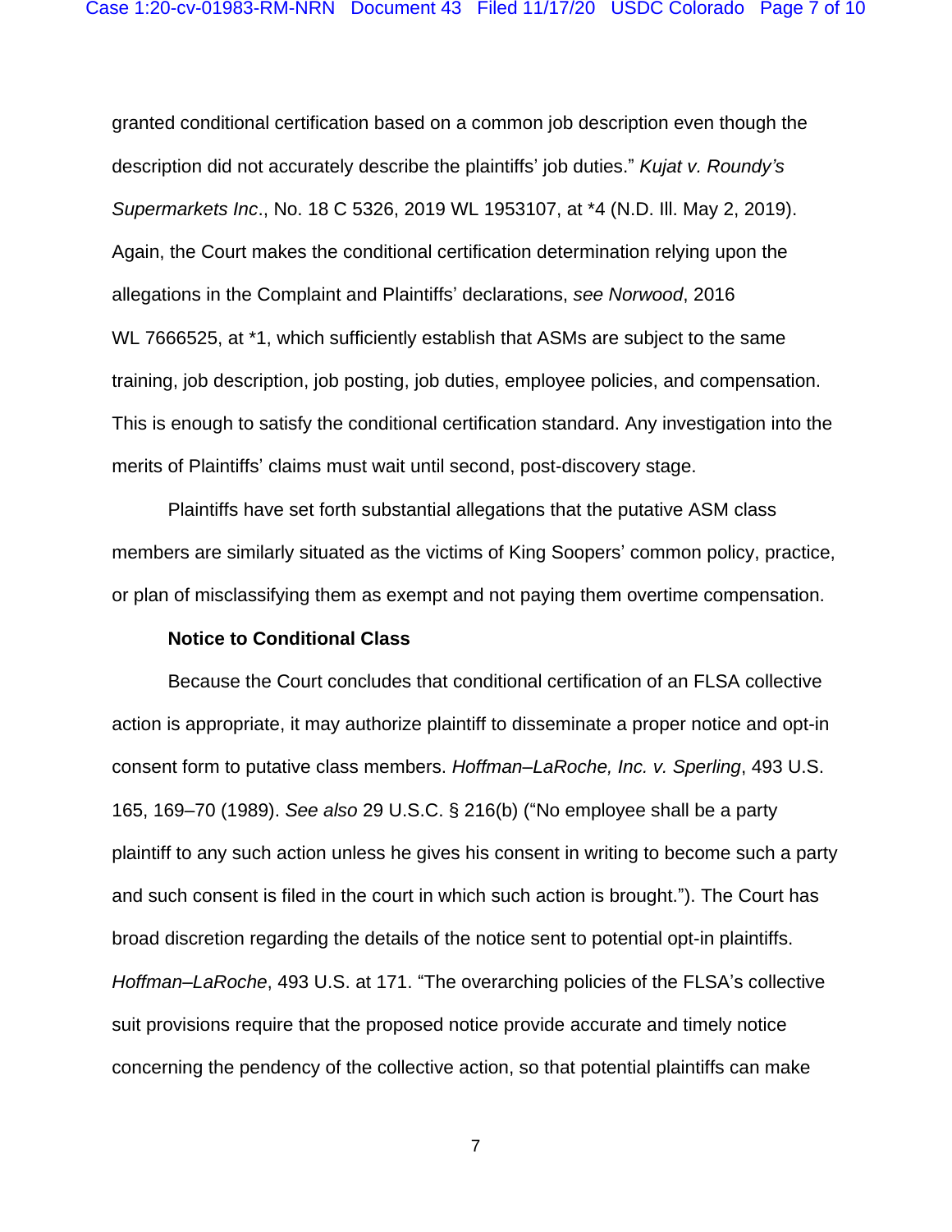granted conditional certification based on a common job description even though the description did not accurately describe the plaintiffs' job duties." *Kujat v. Roundy's Supermarkets Inc*., No. 18 C 5326, 2019 WL 1953107, at *4 (N.D. Ill. May 2, 2019). Again, the Court makes the conditional certification determination relying upon the allegations in the Complaint and Plaintiffs' declarations, *see Norwood*, 2016 WL 7666525, at *1, which sufficiently establish that ASMs are subject to the same training, job description, job posting, job duties, employee policies, and compensation. This is enough to satisfy the conditional certification standard. Any investigation into the merits of Plaintiffs' claims must wait until second, post-discovery stage.

Plaintiffs have set forth substantial allegations that the putative ASM class members are similarly situated as the victims of King Soopers' common policy, practice, or plan of misclassifying them as exempt and not paying them overtime compensation.

**Notice to Conditional Class**

Because the Court concludes that conditional certification of an FLSA collective action is appropriate, it may authorize plaintiff to disseminate a proper notice and opt-in consent form to putative class members. *Hoffman–LaRoche, Inc. v. Sperling*, 493 U.S. 165, 169–70 (1989). *See also* 29 U.S.C. § 216(b) ("No employee shall be a party plaintiff to any such action unless he gives his consent in writing to become such a party and such consent is filed in the court in which such action is brought."). The Court has broad discretion regarding the details of the notice sent to potential opt-in plaintiffs. *Hoffman–LaRoche*, 493 U.S. at 171. "The overarching policies of the FLSA's collective suit provisions require that the proposed notice provide accurate and timely notice concerning the pendency of the collective action, so that potential plaintiffs can make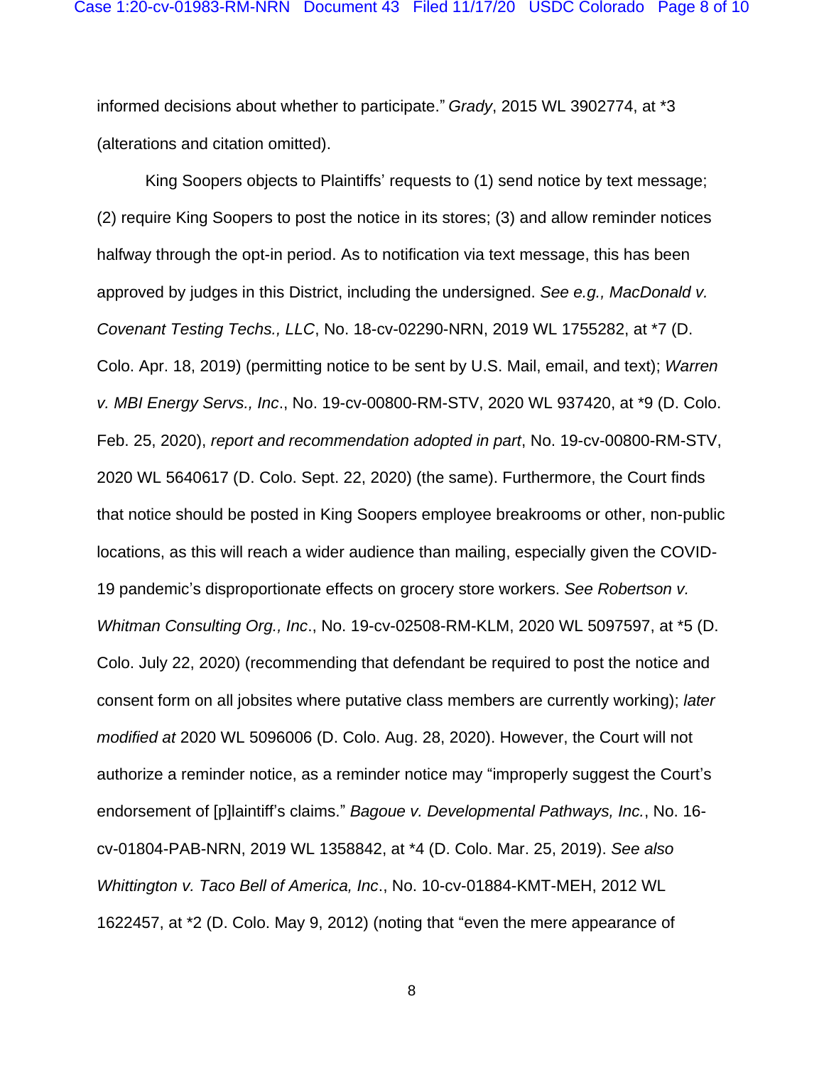informed decisions about whether to participate." *Grady*, 2015 WL 3902774, at *3 (alterations and citation omitted).

King Soopers objects to Plaintiffs' requests to (1) send notice by text message; (2) require King Soopers to post the notice in its stores; (3) and allow reminder notices halfway through the opt-in period. As to notification via text message, this has been approved by judges in this District, including the undersigned. *See e.g., MacDonald v. Covenant Testing Techs., LLC*, No. 18-cv-02290-NRN, 2019 WL 1755282, at *7 (D. Colo. Apr. 18, 2019) (permitting notice to be sent by U.S. Mail, email, and text); *Warren v. MBI Energy Servs., Inc*., No. 19-cv-00800-RM-STV, 2020 WL 937420, at *9 (D. Colo. Feb. 25, 2020), *report and recommendation adopted in part*, No. 19-cv-00800-RM-STV, 2020 WL 5640617 (D. Colo. Sept. 22, 2020) (the same). Furthermore, the Court finds that notice should be posted in King Soopers employee breakrooms or other, non-public locations, as this will reach a wider audience than mailing, especially given the COVID-19 pandemic's disproportionate effects on grocery store workers. *See Robertson v. Whitman Consulting Org., Inc*., No. 19-cv-02508-RM-KLM, 2020 WL 5097597, at *5 (D. Colo. July 22, 2020) (recommending that defendant be required to post the notice and consent form on all jobsites where putative class members are currently working); *later modified at* 2020 WL 5096006 (D. Colo. Aug. 28, 2020). However, the Court will not authorize a reminder notice, as a reminder notice may "improperly suggest the Court's endorsement of [p]laintiff's claims." *Bagoue v. Developmental Pathways, Inc.*, No. 16-cv-01804-PAB-NRN, 2019 WL 1358842, at *4 (D. Colo. Mar. 25, 2019). *See also Whittington v. Taco Bell of America, Inc*., No. 10-cv-01884-KMT-MEH, 2012 WL 1622457, at *2 (D. Colo. May 9, 2012) (noting that "even the mere appearance of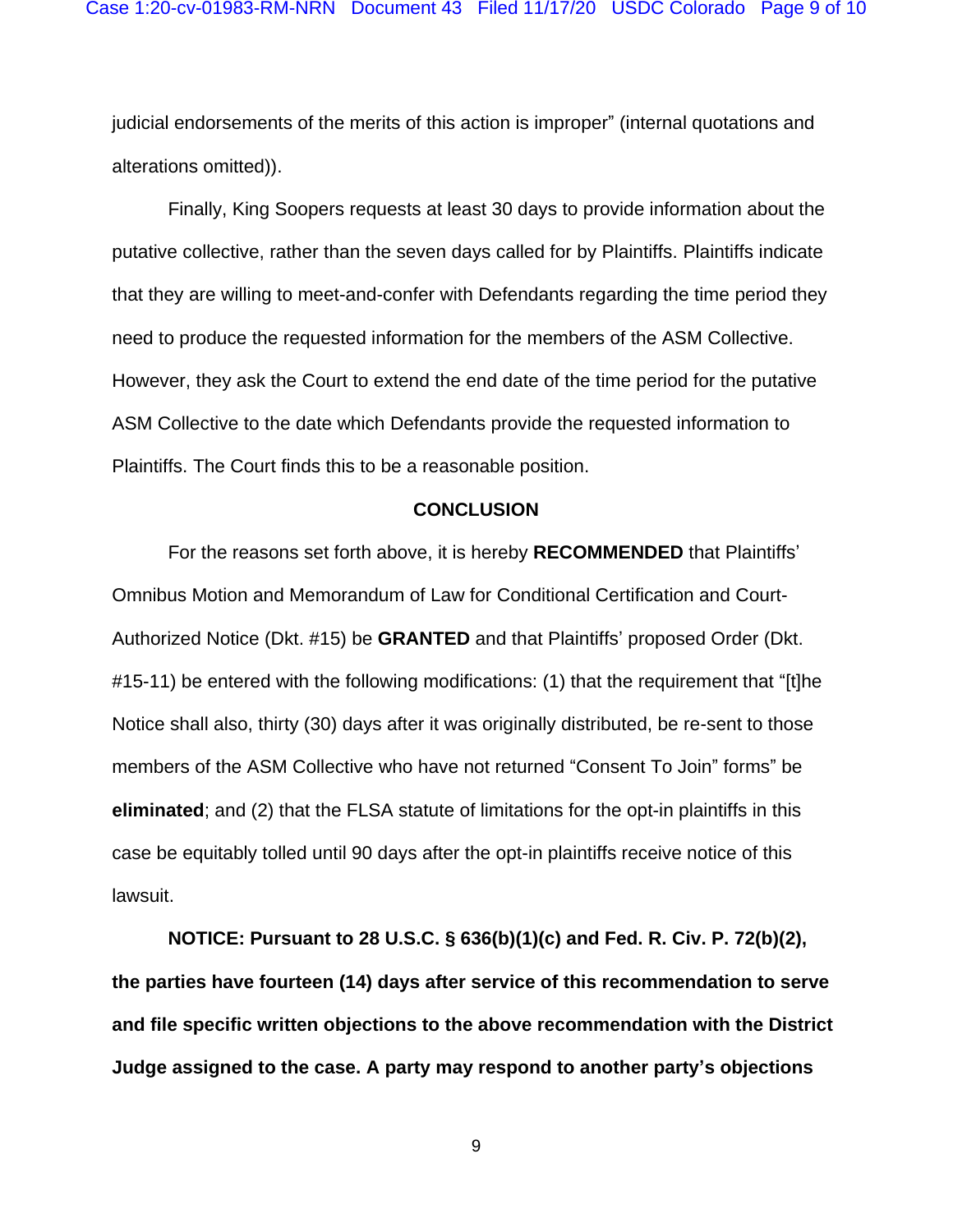judicial endorsements of the merits of this action is improper" (internal quotations and alterations omitted)).

Finally, King Soopers requests at least 30 days to provide information about the putative collective, rather than the seven days called for by Plaintiffs. Plaintiffs indicate that they are willing to meet-and-confer with Defendants regarding the time period they need to produce the requested information for the members of the ASM Collective. However, they ask the Court to extend the end date of the time period for the putative ASM Collective to the date which Defendants provide the requested information to Plaintiffs. The Court finds this to be a reasonable position.

## CONCLUSION

For the reasons set forth above, it is hereby **RECOMMENDED** that Plaintiffs' Omnibus Motion and Memorandum of Law for Conditional Certification and Court-Authorized Notice (Dkt. #15) be **GRANTED** and that Plaintiffs' proposed Order (Dkt. #15-11) be entered with the following modifications: (1) that the requirement that "[t]he Notice shall also, thirty (30) days after it was originally distributed, be re-sent to those members of the ASM Collective who have not returned "Consent To Join" forms" be **eliminated**; and (2) that the FLSA statute of limitations for the opt-in plaintiffs in this case be equitably tolled until 90 days after the opt-in plaintiffs receive notice of this lawsuit.

**NOTICE: Pursuant to 28 U.S.C. § 636(b)(1)(c) and Fed. R. Civ. P. 72(b)(2), the parties have fourteen (14) days after service of this recommendation to serve and file specific written objections to the above recommendation with the District Judge assigned to the case. A party may respond to another party's objections**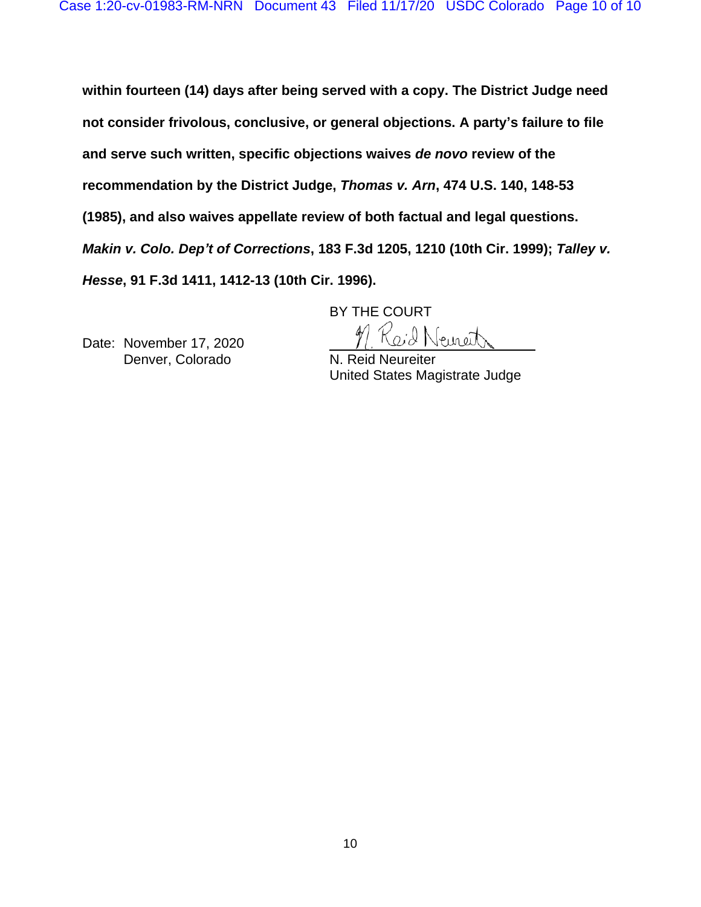**within fourteen (14) days after being served with a copy. The District Judge need not consider frivolous, conclusive, or general objections. A party's failure to file and serve such written, specific objections waives *de novo* review of the recommendation by the District Judge, *Thomas v. Arn*, 474 U.S. 140, 148-53 (1985), and also waives appellate review of both factual and legal questions. *Makin v. Colo. Dep't of Corrections*, 183 F.3d 1205, 1210 (10th Cir. 1999); *Talley v. Hesse*, 91 F.3d 1411, 1412-13 (10th Cir. 1996).**

BY THE COURT

Date: November 17, 2020
Denver, Colorado

N. Reid Neureiter
United States Magistrate Judge